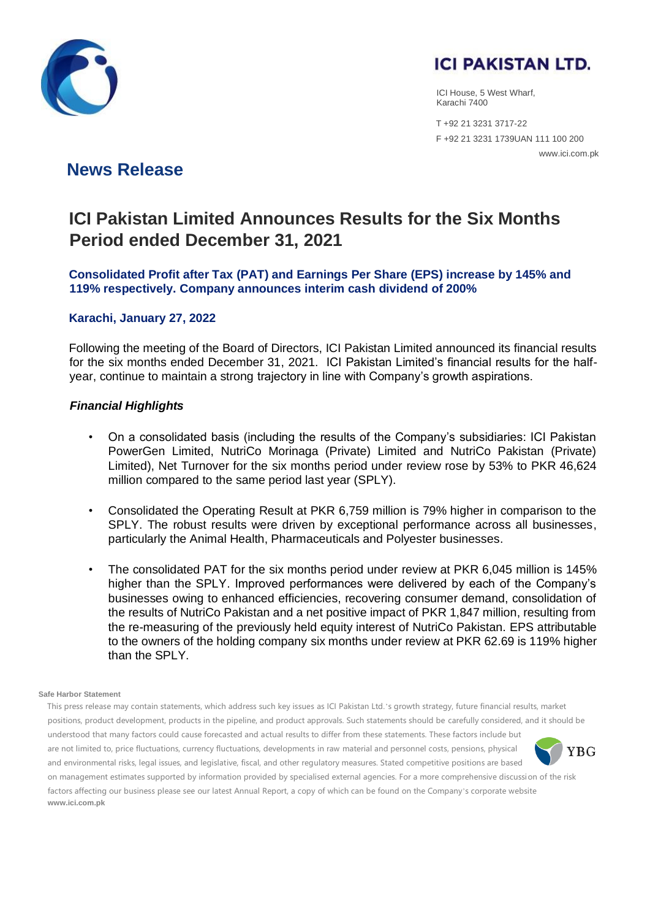**ICI PAKISTAN LTD.**

ICI House, 5 West Wharf,
Karachi 7400

T +92 21 3231 3717-22
F +92 21 3231 1739UAN 111 100 200
www.ici.com.pk

## News Release

# ICI Pakistan Limited Announces Results for the Six Months Period ended December 31, 2021

### Consolidated Profit after Tax (PAT) and Earnings Per Share (EPS) increase by 145% and 119% respectively. Company announces interim cash dividend of 200%

**Karachi, January 27, 2022**

Following the meeting of the Board of Directors, ICI Pakistan Limited announced its financial results for the six months ended December 31, 2021. ICI Pakistan Limited's financial results for the half-year, continue to maintain a strong trajectory in line with Company's growth aspirations.

***Financial Highlights***

- On a consolidated basis (including the results of the Company's subsidiaries: ICI Pakistan PowerGen Limited, NutriCo Morinaga (Private) Limited and NutriCo Pakistan (Private) Limited), Net Turnover for the six months period under review rose by 53% to PKR 46,624 million compared to the same period last year (SPLY).
- Consolidated the Operating Result at PKR 6,759 million is 79% higher in comparison to the SPLY. The robust results were driven by exceptional performance across all businesses, particularly the Animal Health, Pharmaceuticals and Polyester businesses.
- The consolidated PAT for the six months period under review at PKR 6,045 million is 145% higher than the SPLY. Improved performances were delivered by each of the Company's businesses owing to enhanced efficiencies, recovering consumer demand, consolidation of the results of NutriCo Pakistan and a net positive impact of PKR 1,847 million, resulting from the re-measuring of the previously held equity interest of NutriCo Pakistan. EPS attributable to the owners of the holding company six months under review at PKR 62.69 is 119% higher than the SPLY.

**Safe Harbor Statement**

This press release may contain statements, which address such key issues as ICI Pakistan Ltd.'s growth strategy, future financial results, market positions, product development, products in the pipeline, and product approvals. Such statements should be carefully considered, and it should be understood that many factors could cause forecasted and actual results to differ from these statements. These factors include but are not limited to, price fluctuations, currency fluctuations, developments in raw material and personnel costs, pensions, physical and environmental risks, legal issues, and legislative, fiscal, and other regulatory measures. Stated competitive positions are based on management estimates supported by information provided by specialised external agencies. For a more comprehensive discussion of the risk factors affecting our business please see our latest Annual Report, a copy of which can be found on the Company's corporate website **www.ici.com.pk**

YBG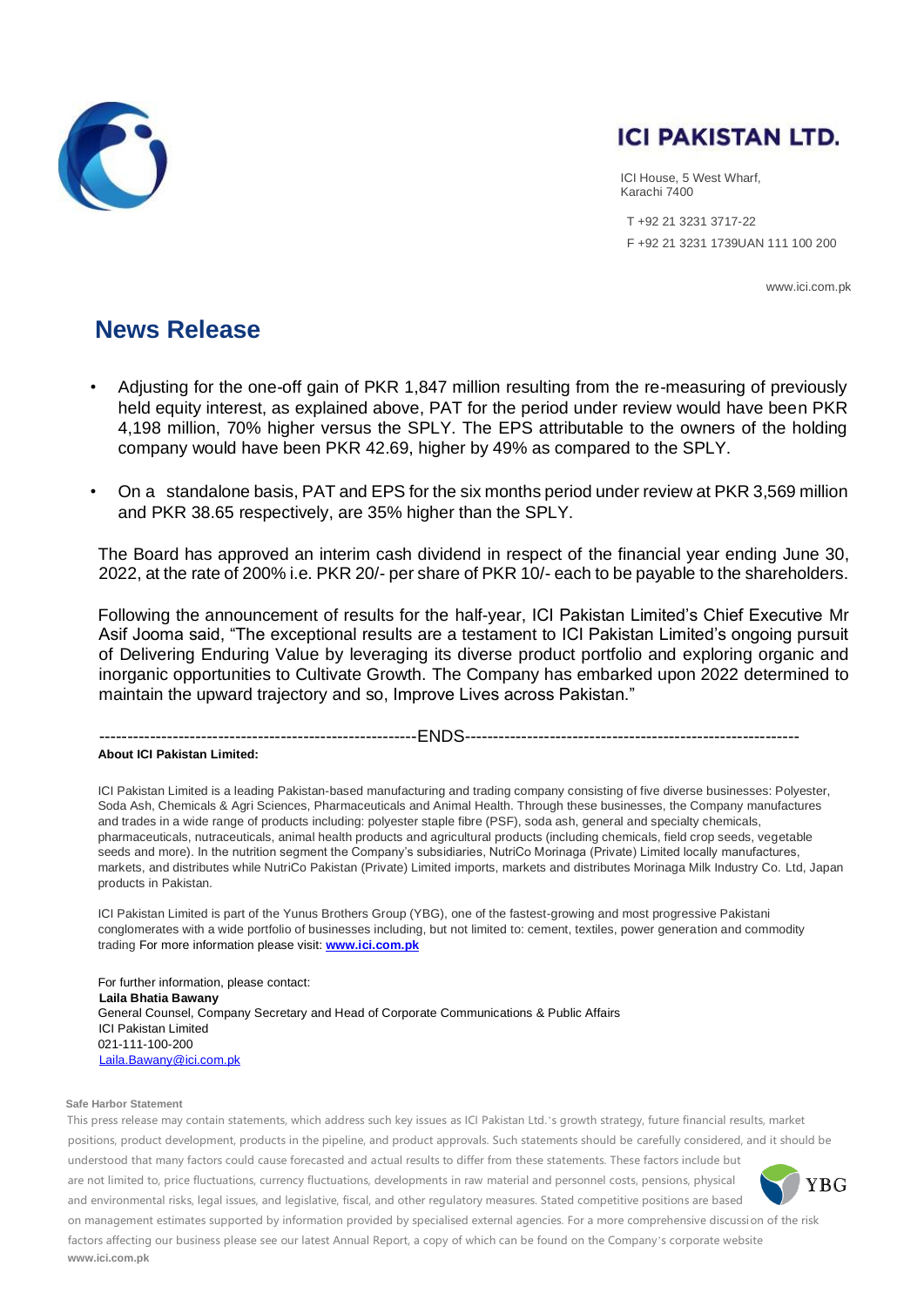# ICI PAKISTAN LTD.

ICI House, 5 West Wharf,
Karachi 7400

T +92 21 3231 3717-22
F +92 21 3231 1739UAN 111 100 200

www.ici.com.pk

## News Release

- Adjusting for the one-off gain of PKR 1,847 million resulting from the re-measuring of previously held equity interest, as explained above, PAT for the period under review would have been PKR 4,198 million, 70% higher versus the SPLY. The EPS attributable to the owners of the holding company would have been PKR 42.69, higher by 49% as compared to the SPLY.
- On a standalone basis, PAT and EPS for the six months period under review at PKR 3,569 million and PKR 38.65 respectively, are 35% higher than the SPLY.

The Board has approved an interim cash dividend in respect of the financial year ending June 30, 2022, at the rate of 200% i.e. PKR 20/- per share of PKR 10/- each to be payable to the shareholders.

Following the announcement of results for the half-year, ICI Pakistan Limited's Chief Executive Mr Asif Jooma said, "The exceptional results are a testament to ICI Pakistan Limited's ongoing pursuit of Delivering Enduring Value by leveraging its diverse product portfolio and exploring organic and inorganic opportunities to Cultivate Growth. The Company has embarked upon 2022 determined to maintain the upward trajectory and so, Improve Lives across Pakistan."

-------------------------------------------------------ENDS----------------------------------------------------------

**About ICI Pakistan Limited:**

ICI Pakistan Limited is a leading Pakistan-based manufacturing and trading company consisting of five diverse businesses: Polyester, Soda Ash, Chemicals & Agri Sciences, Pharmaceuticals and Animal Health. Through these businesses, the Company manufactures and trades in a wide range of products including: polyester staple fibre (PSF), soda ash, general and specialty chemicals, pharmaceuticals, nutraceuticals, animal health products and agricultural products (including chemicals, field crop seeds, vegetable seeds and more). In the nutrition segment the Company's subsidiaries, NutriCo Morinaga (Private) Limited locally manufactures, markets, and distributes while NutriCo Pakistan (Private) Limited imports, markets and distributes Morinaga Milk Industry Co. Ltd, Japan products in Pakistan.

ICI Pakistan Limited is part of the Yunus Brothers Group (YBG), one of the fastest-growing and most progressive Pakistani conglomerates with a wide portfolio of businesses including, but not limited to: cement, textiles, power generation and commodity trading For more information please visit: **www.ici.com.pk**

For further information, please contact:
**Laila Bhatia Bawany**
General Counsel, Company Secretary and Head of Corporate Communications & Public Affairs
ICI Pakistan Limited
021-111-100-200
Laila.Bawany@ici.com.pk

**Safe Harbor Statement**

This press release may contain statements, which address such key issues as ICI Pakistan Ltd.'s growth strategy, future financial results, market positions, product development, products in the pipeline, and product approvals. Such statements should be carefully considered, and it should be understood that many factors could cause forecasted and actual results to differ from these statements. These factors include but are not limited to, price fluctuations, currency fluctuations, developments in raw material and personnel costs, pensions, physical and environmental risks, legal issues, and legislative, fiscal, and other regulatory measures. Stated competitive positions are based on management estimates supported by information provided by specialised external agencies. For a more comprehensive discussion of the risk factors affecting our business please see our latest Annual Report, a copy of which can be found on the Company's corporate website **www.ici.com.pk**

YBG